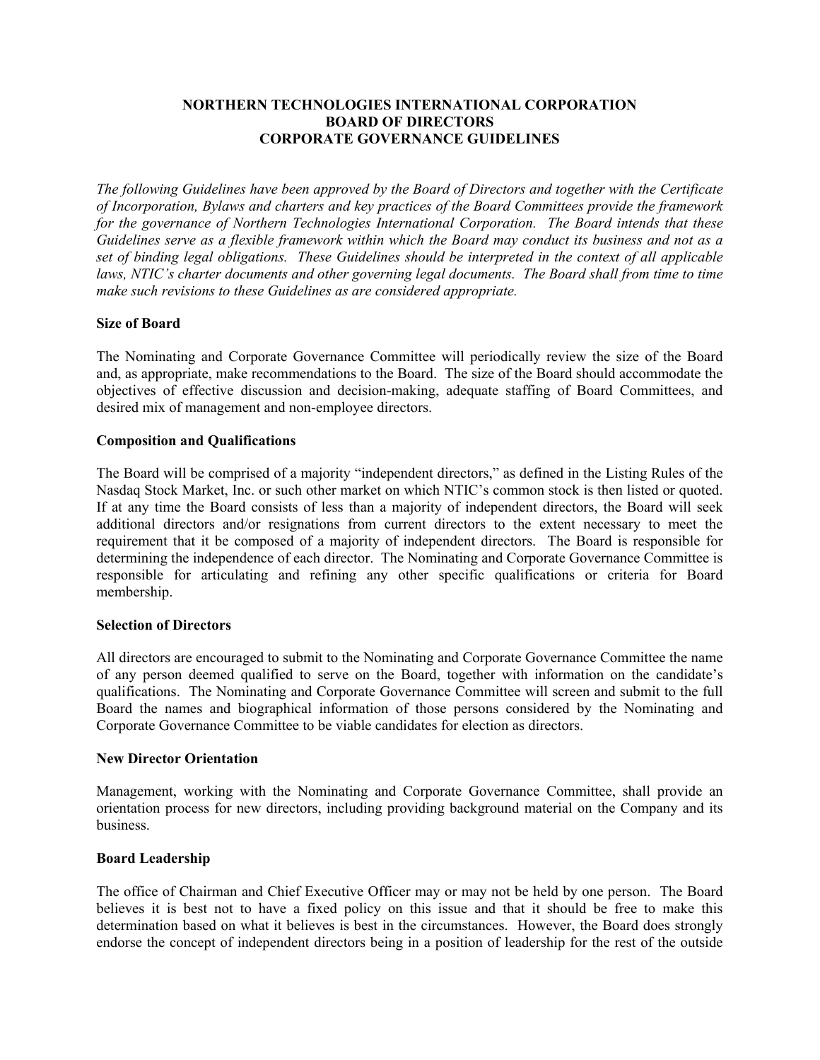# NORTHERN TECHNOLOGIES INTERNATIONAL CORPORATION
## BOARD OF DIRECTORS
## CORPORATE GOVERNANCE GUIDELINES

*The following Guidelines have been approved by the Board of Directors and together with the Certificate of Incorporation, Bylaws and charters and key practices of the Board Committees provide the framework for the governance of Northern Technologies International Corporation. The Board intends that these Guidelines serve as a flexible framework within which the Board may conduct its business and not as a set of binding legal obligations. These Guidelines should be interpreted in the context of all applicable laws, NTIC's charter documents and other governing legal documents. The Board shall from time to time make such revisions to these Guidelines as are considered appropriate.*

**Size of Board**

The Nominating and Corporate Governance Committee will periodically review the size of the Board and, as appropriate, make recommendations to the Board. The size of the Board should accommodate the objectives of effective discussion and decision-making, adequate staffing of Board Committees, and desired mix of management and non-employee directors.

**Composition and Qualifications**

The Board will be comprised of a majority "independent directors," as defined in the Listing Rules of the Nasdaq Stock Market, Inc. or such other market on which NTIC's common stock is then listed or quoted. If at any time the Board consists of less than a majority of independent directors, the Board will seek additional directors and/or resignations from current directors to the extent necessary to meet the requirement that it be composed of a majority of independent directors. The Board is responsible for determining the independence of each director. The Nominating and Corporate Governance Committee is responsible for articulating and refining any other specific qualifications or criteria for Board membership.

**Selection of Directors**

All directors are encouraged to submit to the Nominating and Corporate Governance Committee the name of any person deemed qualified to serve on the Board, together with information on the candidate's qualifications. The Nominating and Corporate Governance Committee will screen and submit to the full Board the names and biographical information of those persons considered by the Nominating and Corporate Governance Committee to be viable candidates for election as directors.

**New Director Orientation**

Management, working with the Nominating and Corporate Governance Committee, shall provide an orientation process for new directors, including providing background material on the Company and its business.

**Board Leadership**

The office of Chairman and Chief Executive Officer may or may not be held by one person. The Board believes it is best not to have a fixed policy on this issue and that it should be free to make this determination based on what it believes is best in the circumstances. However, the Board does strongly endorse the concept of independent directors being in a position of leadership for the rest of the outside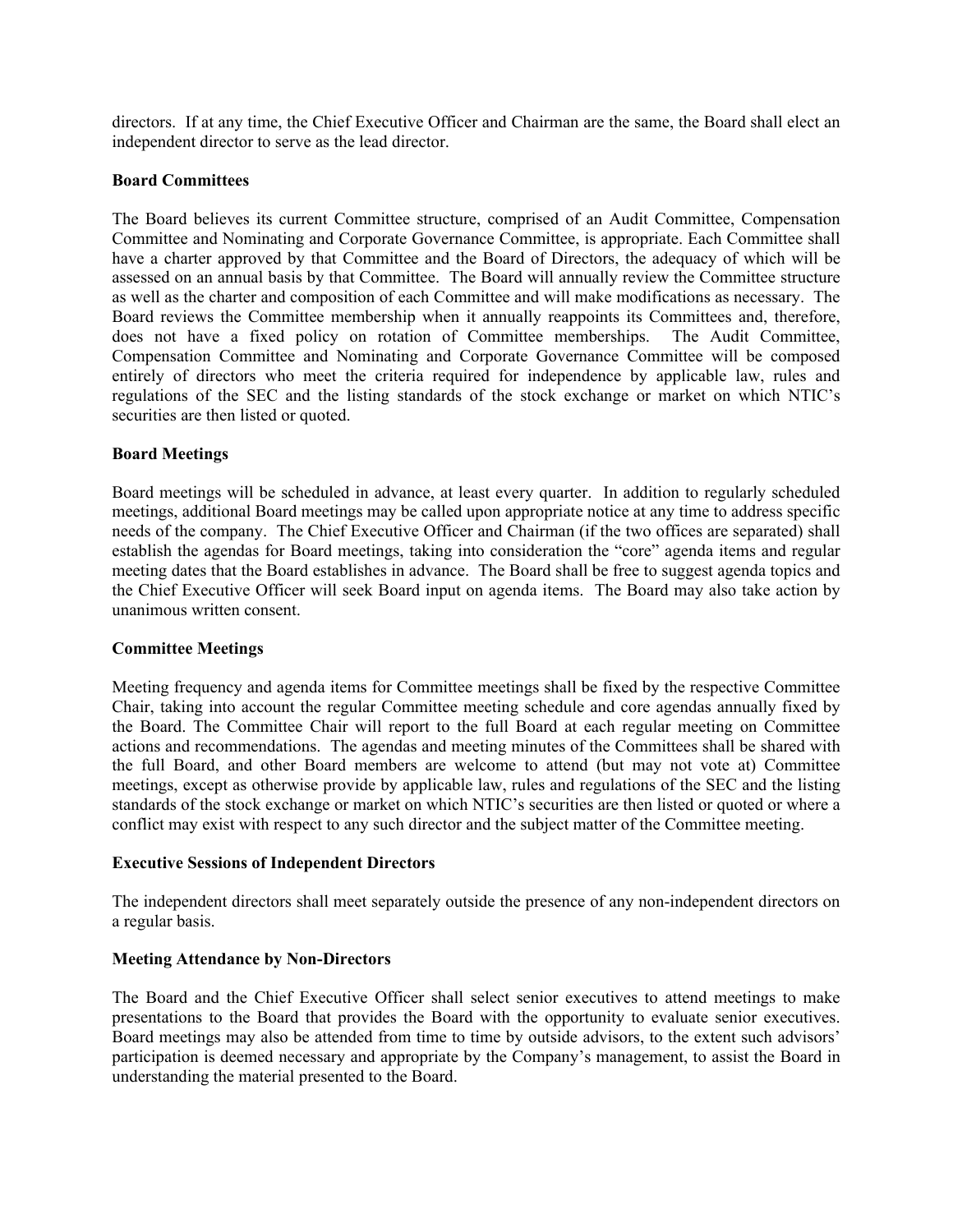directors. If at any time, the Chief Executive Officer and Chairman are the same, the Board shall elect an independent director to serve as the lead director.

**Board Committees**

The Board believes its current Committee structure, comprised of an Audit Committee, Compensation Committee and Nominating and Corporate Governance Committee, is appropriate. Each Committee shall have a charter approved by that Committee and the Board of Directors, the adequacy of which will be assessed on an annual basis by that Committee. The Board will annually review the Committee structure as well as the charter and composition of each Committee and will make modifications as necessary. The Board reviews the Committee membership when it annually reappoints its Committees and, therefore, does not have a fixed policy on rotation of Committee memberships. The Audit Committee, Compensation Committee and Nominating and Corporate Governance Committee will be composed entirely of directors who meet the criteria required for independence by applicable law, rules and regulations of the SEC and the listing standards of the stock exchange or market on which NTIC's securities are then listed or quoted.

**Board Meetings**

Board meetings will be scheduled in advance, at least every quarter. In addition to regularly scheduled meetings, additional Board meetings may be called upon appropriate notice at any time to address specific needs of the company. The Chief Executive Officer and Chairman (if the two offices are separated) shall establish the agendas for Board meetings, taking into consideration the "core" agenda items and regular meeting dates that the Board establishes in advance. The Board shall be free to suggest agenda topics and the Chief Executive Officer will seek Board input on agenda items. The Board may also take action by unanimous written consent.

**Committee Meetings**

Meeting frequency and agenda items for Committee meetings shall be fixed by the respective Committee Chair, taking into account the regular Committee meeting schedule and core agendas annually fixed by the Board. The Committee Chair will report to the full Board at each regular meeting on Committee actions and recommendations. The agendas and meeting minutes of the Committees shall be shared with the full Board, and other Board members are welcome to attend (but may not vote at) Committee meetings, except as otherwise provide by applicable law, rules and regulations of the SEC and the listing standards of the stock exchange or market on which NTIC's securities are then listed or quoted or where a conflict may exist with respect to any such director and the subject matter of the Committee meeting.

**Executive Sessions of Independent Directors**

The independent directors shall meet separately outside the presence of any non-independent directors on a regular basis.

**Meeting Attendance by Non-Directors**

The Board and the Chief Executive Officer shall select senior executives to attend meetings to make presentations to the Board that provides the Board with the opportunity to evaluate senior executives. Board meetings may also be attended from time to time by outside advisors, to the extent such advisors' participation is deemed necessary and appropriate by the Company's management, to assist the Board in understanding the material presented to the Board.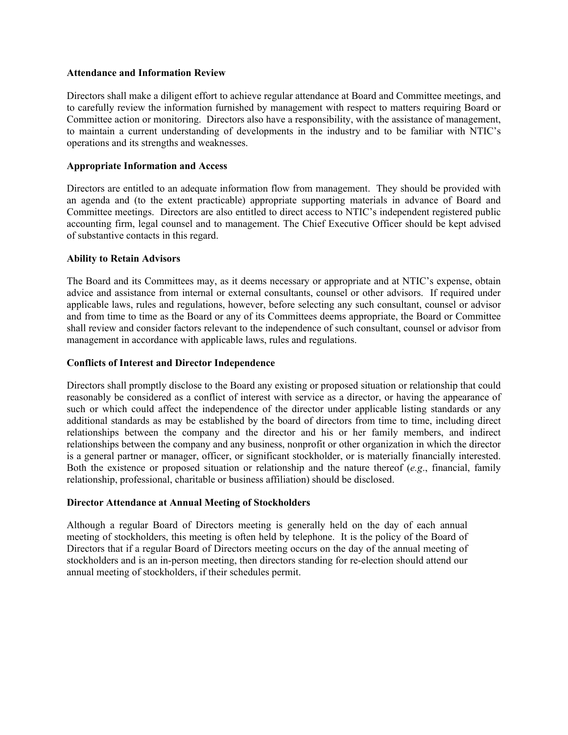**Attendance and Information Review**

Directors shall make a diligent effort to achieve regular attendance at Board and Committee meetings, and to carefully review the information furnished by management with respect to matters requiring Board or Committee action or monitoring. Directors also have a responsibility, with the assistance of management, to maintain a current understanding of developments in the industry and to be familiar with NTIC's operations and its strengths and weaknesses.

**Appropriate Information and Access**

Directors are entitled to an adequate information flow from management. They should be provided with an agenda and (to the extent practicable) appropriate supporting materials in advance of Board and Committee meetings. Directors are also entitled to direct access to NTIC's independent registered public accounting firm, legal counsel and to management. The Chief Executive Officer should be kept advised of substantive contacts in this regard.

**Ability to Retain Advisors**

The Board and its Committees may, as it deems necessary or appropriate and at NTIC's expense, obtain advice and assistance from internal or external consultants, counsel or other advisors. If required under applicable laws, rules and regulations, however, before selecting any such consultant, counsel or advisor and from time to time as the Board or any of its Committees deems appropriate, the Board or Committee shall review and consider factors relevant to the independence of such consultant, counsel or advisor from management in accordance with applicable laws, rules and regulations.

**Conflicts of Interest and Director Independence**

Directors shall promptly disclose to the Board any existing or proposed situation or relationship that could reasonably be considered as a conflict of interest with service as a director, or having the appearance of such or which could affect the independence of the director under applicable listing standards or any additional standards as may be established by the board of directors from time to time, including direct relationships between the company and the director and his or her family members, and indirect relationships between the company and any business, nonprofit or other organization in which the director is a general partner or manager, officer, or significant stockholder, or is materially financially interested. Both the existence or proposed situation or relationship and the nature thereof (*e.g*., financial, family relationship, professional, charitable or business affiliation) should be disclosed.

**Director Attendance at Annual Meeting of Stockholders**

Although a regular Board of Directors meeting is generally held on the day of each annual meeting of stockholders, this meeting is often held by telephone. It is the policy of the Board of Directors that if a regular Board of Directors meeting occurs on the day of the annual meeting of stockholders and is an in-person meeting, then directors standing for re-election should attend our annual meeting of stockholders, if their schedules permit.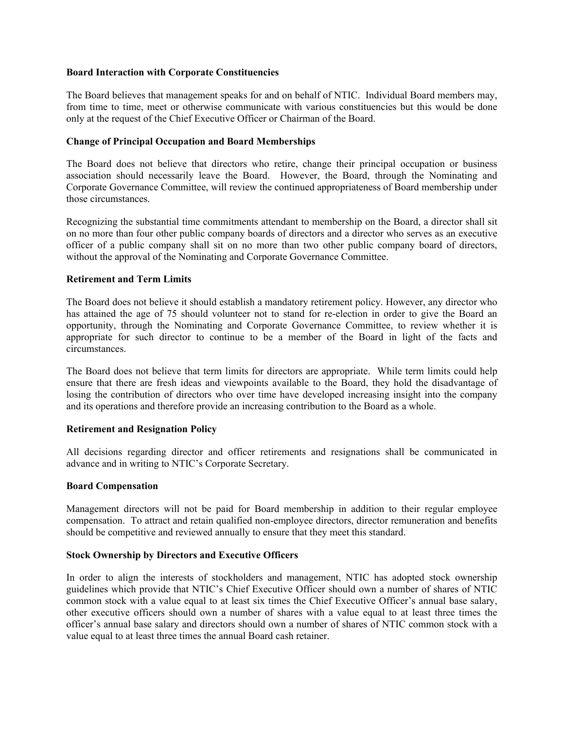**Board Interaction with Corporate Constituencies**

The Board believes that management speaks for and on behalf of NTIC. Individual Board members may, from time to time, meet or otherwise communicate with various constituencies but this would be done only at the request of the Chief Executive Officer or Chairman of the Board.

**Change of Principal Occupation and Board Memberships**

The Board does not believe that directors who retire, change their principal occupation or business association should necessarily leave the Board. However, the Board, through the Nominating and Corporate Governance Committee, will review the continued appropriateness of Board membership under those circumstances.

Recognizing the substantial time commitments attendant to membership on the Board, a director shall sit on no more than four other public company boards of directors and a director who serves as an executive officer of a public company shall sit on no more than two other public company board of directors, without the approval of the Nominating and Corporate Governance Committee.

**Retirement and Term Limits**

The Board does not believe it should establish a mandatory retirement policy. However, any director who has attained the age of 75 should volunteer not to stand for re-election in order to give the Board an opportunity, through the Nominating and Corporate Governance Committee, to review whether it is appropriate for such director to continue to be a member of the Board in light of the facts and circumstances.

The Board does not believe that term limits for directors are appropriate. While term limits could help ensure that there are fresh ideas and viewpoints available to the Board, they hold the disadvantage of losing the contribution of directors who over time have developed increasing insight into the company and its operations and therefore provide an increasing contribution to the Board as a whole.

**Retirement and Resignation Policy**

All decisions regarding director and officer retirements and resignations shall be communicated in advance and in writing to NTIC's Corporate Secretary.

**Board Compensation**

Management directors will not be paid for Board membership in addition to their regular employee compensation. To attract and retain qualified non-employee directors, director remuneration and benefits should be competitive and reviewed annually to ensure that they meet this standard.

**Stock Ownership by Directors and Executive Officers**

In order to align the interests of stockholders and management, NTIC has adopted stock ownership guidelines which provide that NTIC's Chief Executive Officer should own a number of shares of NTIC common stock with a value equal to at least six times the Chief Executive Officer's annual base salary, other executive officers should own a number of shares with a value equal to at least three times the officer's annual base salary and directors should own a number of shares of NTIC common stock with a value equal to at least three times the annual Board cash retainer.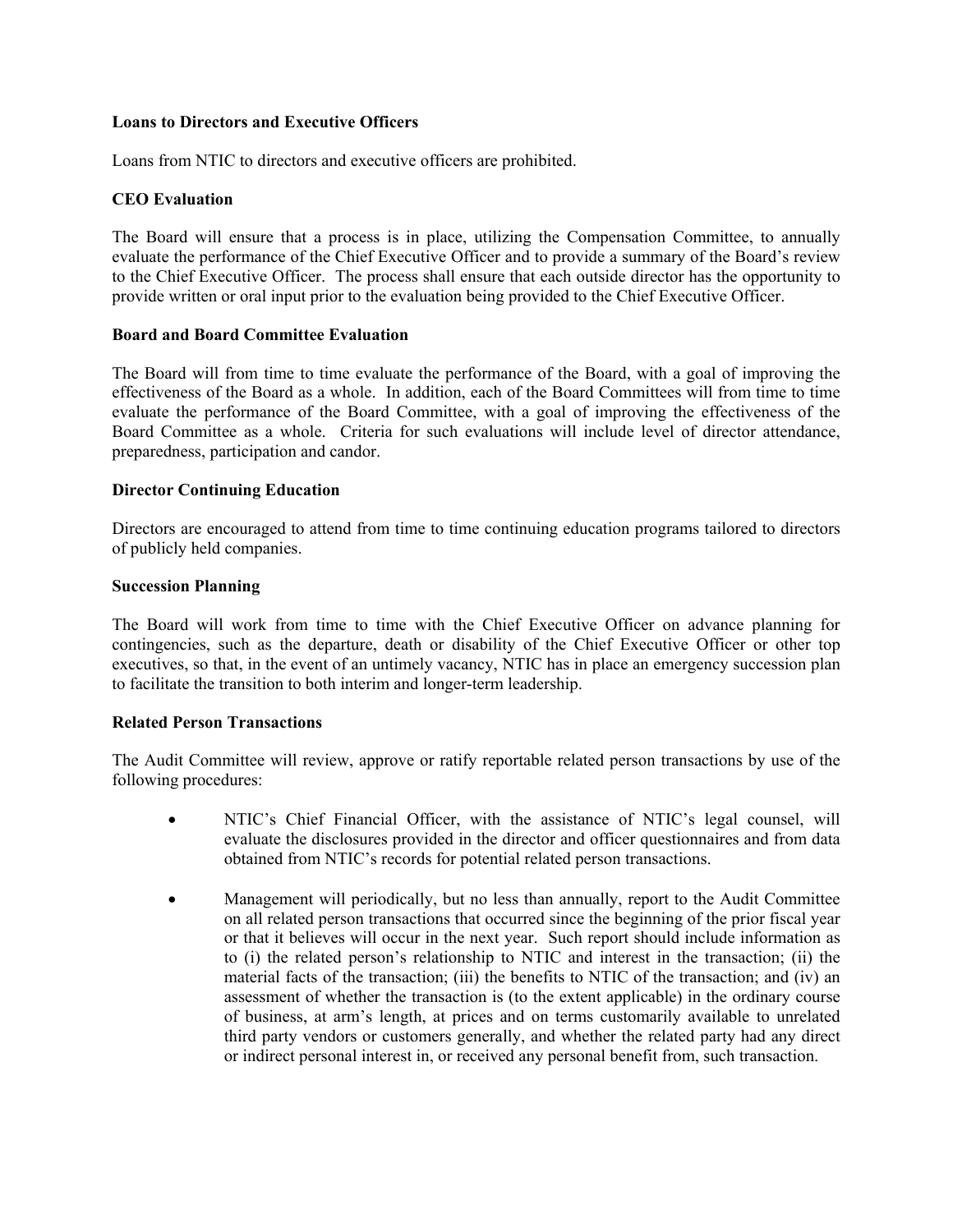**Loans to Directors and Executive Officers**

Loans from NTIC to directors and executive officers are prohibited.

**CEO Evaluation**

The Board will ensure that a process is in place, utilizing the Compensation Committee, to annually evaluate the performance of the Chief Executive Officer and to provide a summary of the Board's review to the Chief Executive Officer. The process shall ensure that each outside director has the opportunity to provide written or oral input prior to the evaluation being provided to the Chief Executive Officer.

**Board and Board Committee Evaluation**

The Board will from time to time evaluate the performance of the Board, with a goal of improving the effectiveness of the Board as a whole. In addition, each of the Board Committees will from time to time evaluate the performance of the Board Committee, with a goal of improving the effectiveness of the Board Committee as a whole. Criteria for such evaluations will include level of director attendance, preparedness, participation and candor.

**Director Continuing Education**

Directors are encouraged to attend from time to time continuing education programs tailored to directors of publicly held companies.

**Succession Planning**

The Board will work from time to time with the Chief Executive Officer on advance planning for contingencies, such as the departure, death or disability of the Chief Executive Officer or other top executives, so that, in the event of an untimely vacancy, NTIC has in place an emergency succession plan to facilitate the transition to both interim and longer-term leadership.

**Related Person Transactions**

The Audit Committee will review, approve or ratify reportable related person transactions by use of the following procedures:

- NTIC's Chief Financial Officer, with the assistance of NTIC's legal counsel, will evaluate the disclosures provided in the director and officer questionnaires and from data obtained from NTIC's records for potential related person transactions.
- Management will periodically, but no less than annually, report to the Audit Committee on all related person transactions that occurred since the beginning of the prior fiscal year or that it believes will occur in the next year. Such report should include information as to (i) the related person's relationship to NTIC and interest in the transaction; (ii) the material facts of the transaction; (iii) the benefits to NTIC of the transaction; and (iv) an assessment of whether the transaction is (to the extent applicable) in the ordinary course of business, at arm's length, at prices and on terms customarily available to unrelated third party vendors or customers generally, and whether the related party had any direct or indirect personal interest in, or received any personal benefit from, such transaction.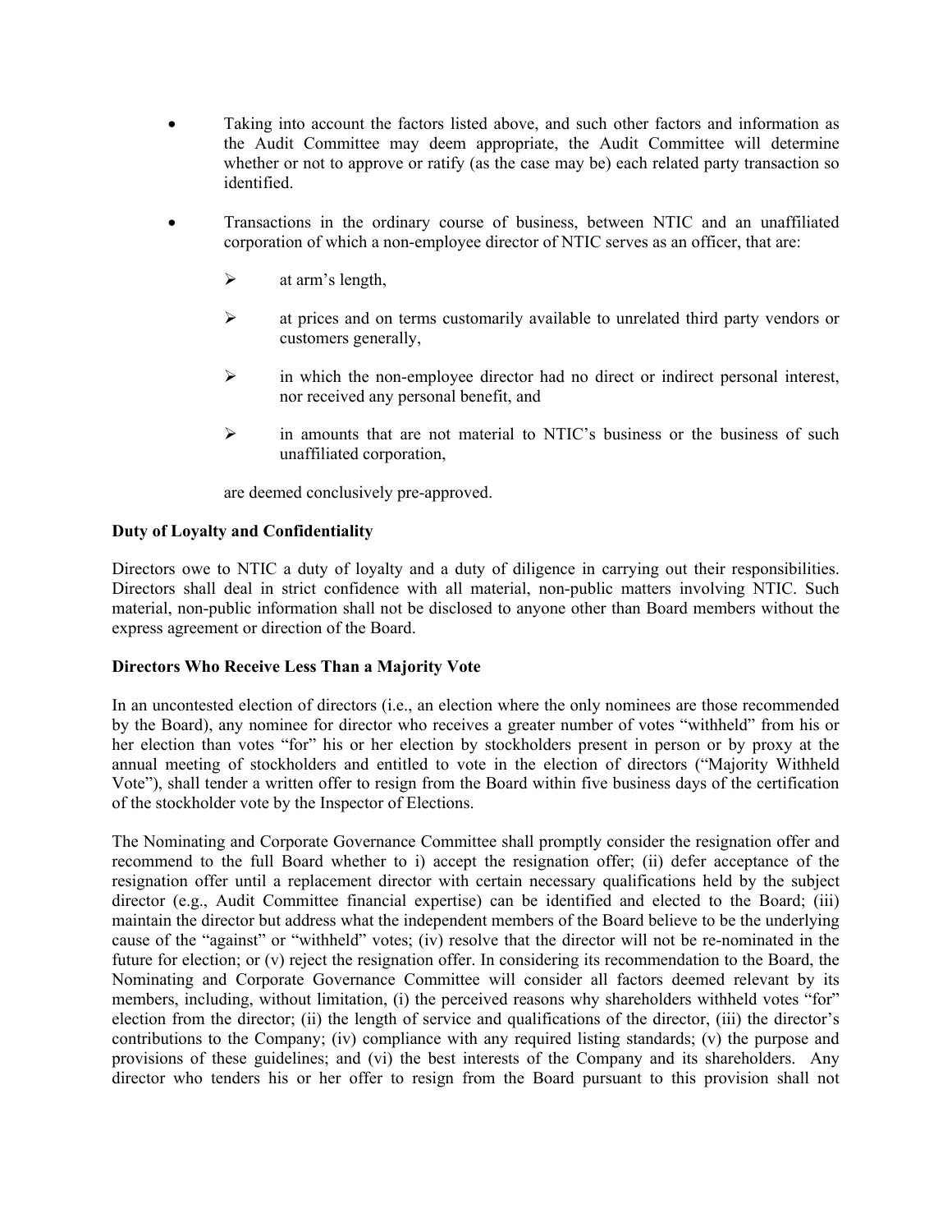- Taking into account the factors listed above, and such other factors and information as the Audit Committee may deem appropriate, the Audit Committee will determine whether or not to approve or ratify (as the case may be) each related party transaction so identified.

- Transactions in the ordinary course of business, between NTIC and an unaffiliated corporation of which a non-employee director of NTIC serves as an officer, that are:

  - at arm's length,
  - at prices and on terms customarily available to unrelated third party vendors or customers generally,
  - in which the non-employee director had no direct or indirect personal interest, nor received any personal benefit, and
  - in amounts that are not material to NTIC's business or the business of such unaffiliated corporation,

  are deemed conclusively pre-approved.

**Duty of Loyalty and Confidentiality**

Directors owe to NTIC a duty of loyalty and a duty of diligence in carrying out their responsibilities. Directors shall deal in strict confidence with all material, non-public matters involving NTIC. Such material, non-public information shall not be disclosed to anyone other than Board members without the express agreement or direction of the Board.

**Directors Who Receive Less Than a Majority Vote**

In an uncontested election of directors (i.e., an election where the only nominees are those recommended by the Board), any nominee for director who receives a greater number of votes "withheld" from his or her election than votes "for" his or her election by stockholders present in person or by proxy at the annual meeting of stockholders and entitled to vote in the election of directors ("Majority Withheld Vote"), shall tender a written offer to resign from the Board within five business days of the certification of the stockholder vote by the Inspector of Elections.

The Nominating and Corporate Governance Committee shall promptly consider the resignation offer and recommend to the full Board whether to i) accept the resignation offer; (ii) defer acceptance of the resignation offer until a replacement director with certain necessary qualifications held by the subject director (e.g., Audit Committee financial expertise) can be identified and elected to the Board; (iii) maintain the director but address what the independent members of the Board believe to be the underlying cause of the "against" or "withheld" votes; (iv) resolve that the director will not be re-nominated in the future for election; or (v) reject the resignation offer. In considering its recommendation to the Board, the Nominating and Corporate Governance Committee will consider all factors deemed relevant by its members, including, without limitation, (i) the perceived reasons why shareholders withheld votes "for" election from the director; (ii) the length of service and qualifications of the director, (iii) the director's contributions to the Company; (iv) compliance with any required listing standards; (v) the purpose and provisions of these guidelines; and (vi) the best interests of the Company and its shareholders. Any director who tenders his or her offer to resign from the Board pursuant to this provision shall not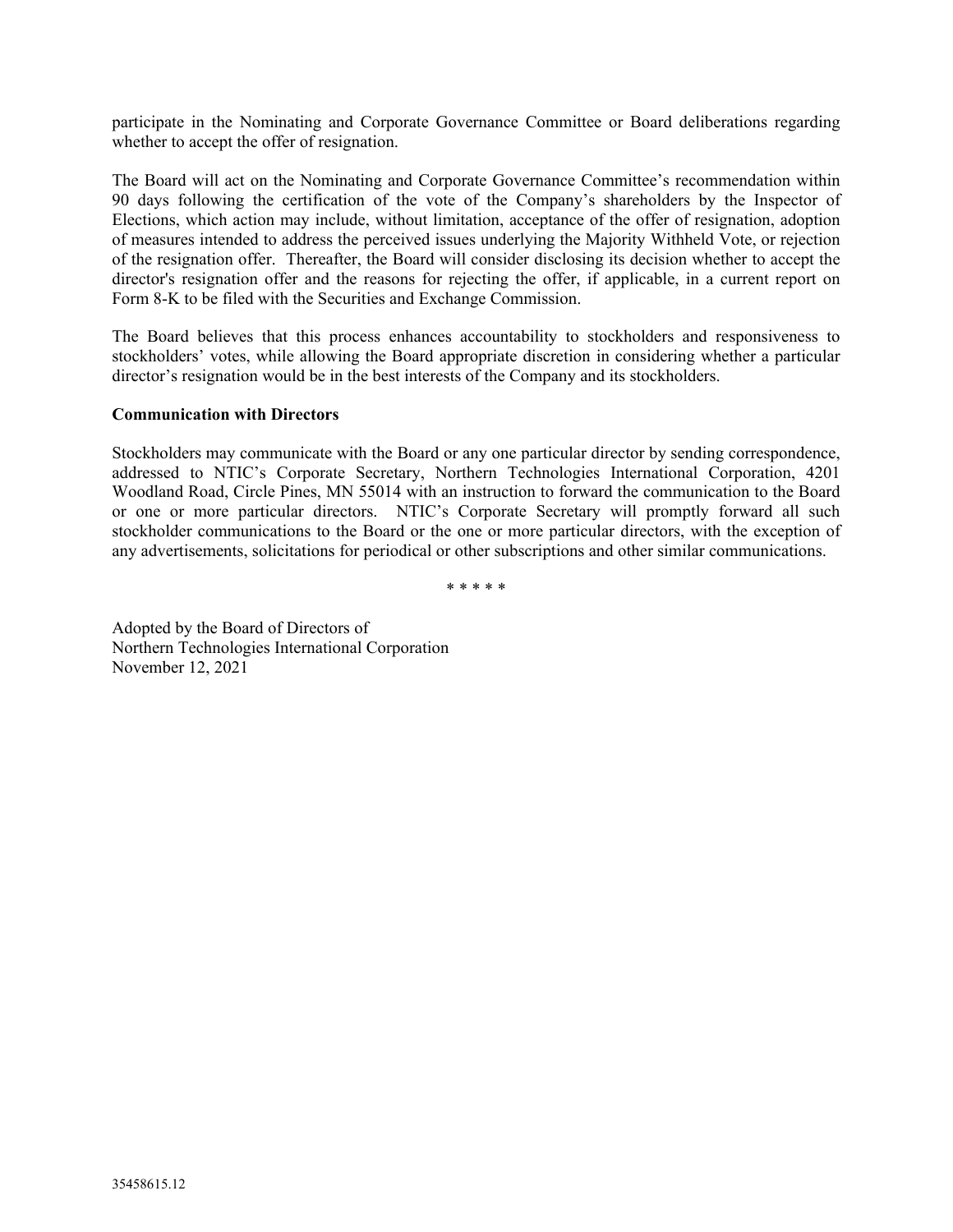participate in the Nominating and Corporate Governance Committee or Board deliberations regarding whether to accept the offer of resignation.

The Board will act on the Nominating and Corporate Governance Committee's recommendation within 90 days following the certification of the vote of the Company's shareholders by the Inspector of Elections, which action may include, without limitation, acceptance of the offer of resignation, adoption of measures intended to address the perceived issues underlying the Majority Withheld Vote, or rejection of the resignation offer. Thereafter, the Board will consider disclosing its decision whether to accept the director's resignation offer and the reasons for rejecting the offer, if applicable, in a current report on Form 8-K to be filed with the Securities and Exchange Commission.

The Board believes that this process enhances accountability to stockholders and responsiveness to stockholders' votes, while allowing the Board appropriate discretion in considering whether a particular director's resignation would be in the best interests of the Company and its stockholders.

**Communication with Directors**

Stockholders may communicate with the Board or any one particular director by sending correspondence, addressed to NTIC's Corporate Secretary, Northern Technologies International Corporation, 4201 Woodland Road, Circle Pines, MN 55014 with an instruction to forward the communication to the Board or one or more particular directors. NTIC's Corporate Secretary will promptly forward all such stockholder communications to the Board or the one or more particular directors, with the exception of any advertisements, solicitations for periodical or other subscriptions and other similar communications.

\* \* \* \* \*

Adopted by the Board of Directors of
Northern Technologies International Corporation
November 12, 2021

35458615.12